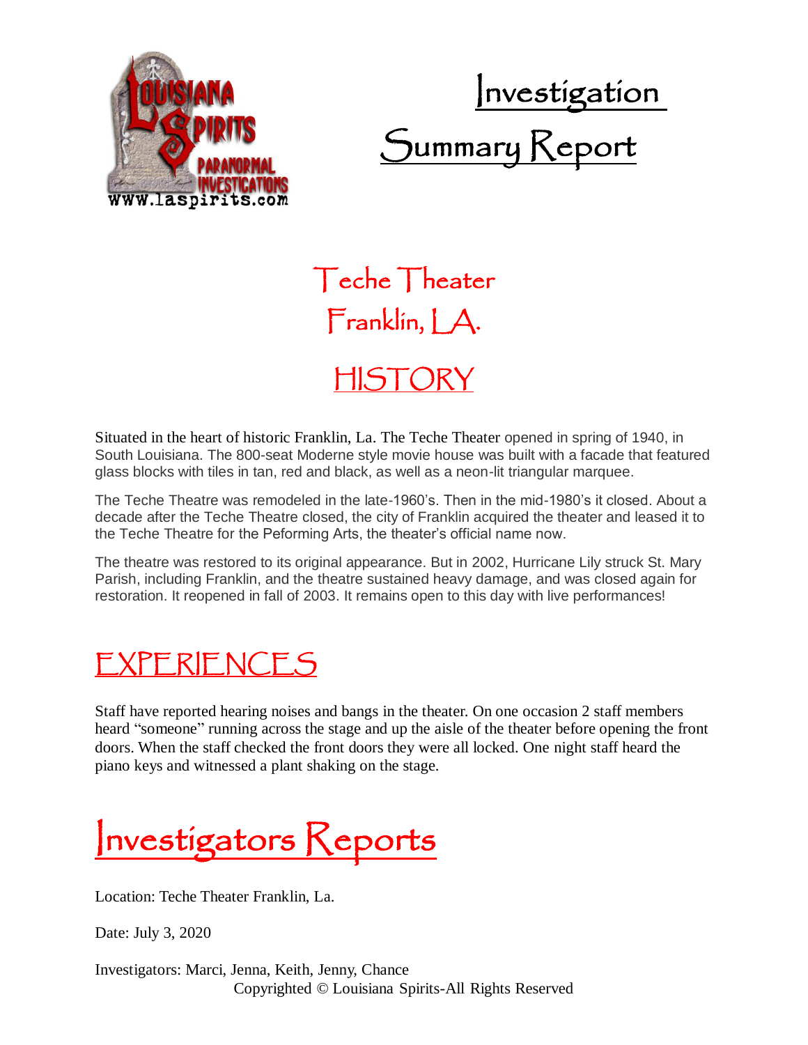# Investigation Summary Report

## Teche Theater
## Franklin, LA.

## HISTORY

Situated in the heart of historic Franklin, La. The Teche Theater opened in spring of 1940, in South Louisiana. The 800-seat Moderne style movie house was built with a facade that featured glass blocks with tiles in tan, red and black, as well as a neon-lit triangular marquee.

The Teche Theatre was remodeled in the late-1960's. Then in the mid-1980's it closed. About a decade after the Teche Theatre closed, the city of Franklin acquired the theater and leased it to the Teche Theatre for the Peforming Arts, the theater's official name now.

The theatre was restored to its original appearance. But in 2002, Hurricane Lily struck St. Mary Parish, including Franklin, and the theatre sustained heavy damage, and was closed again for restoration. It reopened in fall of 2003. It remains open to this day with live performances!

## EXPERIENCES

Staff have reported hearing noises and bangs in the theater. On one occasion 2 staff members heard "someone" running across the stage and up the aisle of the theater before opening the front doors. When the staff checked the front doors they were all locked. One night staff heard the piano keys and witnessed a plant shaking on the stage.

## Investigators Reports

Location: Teche Theater Franklin, La.

Date: July 3, 2020

Investigators: Marci, Jenna, Keith, Jenny, Chance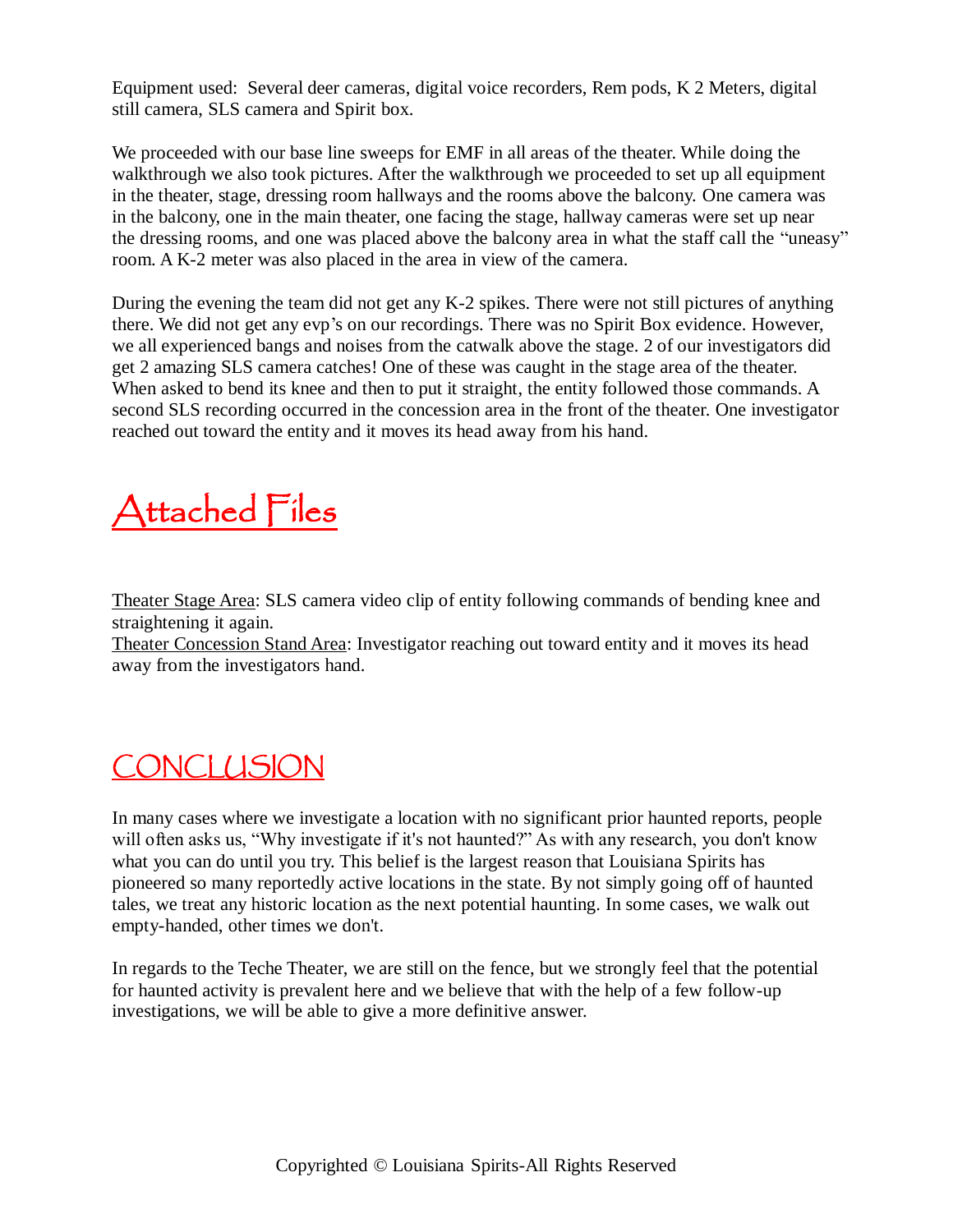Equipment used: Several deer cameras, digital voice recorders, Rem pods, K 2 Meters, digital still camera, SLS camera and Spirit box.

We proceeded with our base line sweeps for EMF in all areas of the theater. While doing the walkthrough we also took pictures. After the walkthrough we proceeded to set up all equipment in the theater, stage, dressing room hallways and the rooms above the balcony. One camera was in the balcony, one in the main theater, one facing the stage, hallway cameras were set up near the dressing rooms, and one was placed above the balcony area in what the staff call the "uneasy" room. A K-2 meter was also placed in the area in view of the camera.

During the evening the team did not get any K-2 spikes. There were not still pictures of anything there. We did not get any evp's on our recordings. There was no Spirit Box evidence. However, we all experienced bangs and noises from the catwalk above the stage. 2 of our investigators did get 2 amazing SLS camera catches! One of these was caught in the stage area of the theater. When asked to bend its knee and then to put it straight, the entity followed those commands. A second SLS recording occurred in the concession area in the front of the theater. One investigator reached out toward the entity and it moves its head away from his hand.

# Attached Files

Theater Stage Area: SLS camera video clip of entity following commands of bending knee and straightening it again.
Theater Concession Stand Area: Investigator reaching out toward entity and it moves its head away from the investigators hand.

# CONCLUSION

In many cases where we investigate a location with no significant prior haunted reports, people will often asks us, "Why investigate if it's not haunted?" As with any research, you don't know what you can do until you try. This belief is the largest reason that Louisiana Spirits has pioneered so many reportedly active locations in the state. By not simply going off of haunted tales, we treat any historic location as the next potential haunting. In some cases, we walk out empty-handed, other times we don't.

In regards to the Teche Theater, we are still on the fence, but we strongly feel that the potential for haunted activity is prevalent here and we believe that with the help of a few follow-up investigations, we will be able to give a more definitive answer.

Copyrighted © Louisiana Spirits-All Rights Reserved